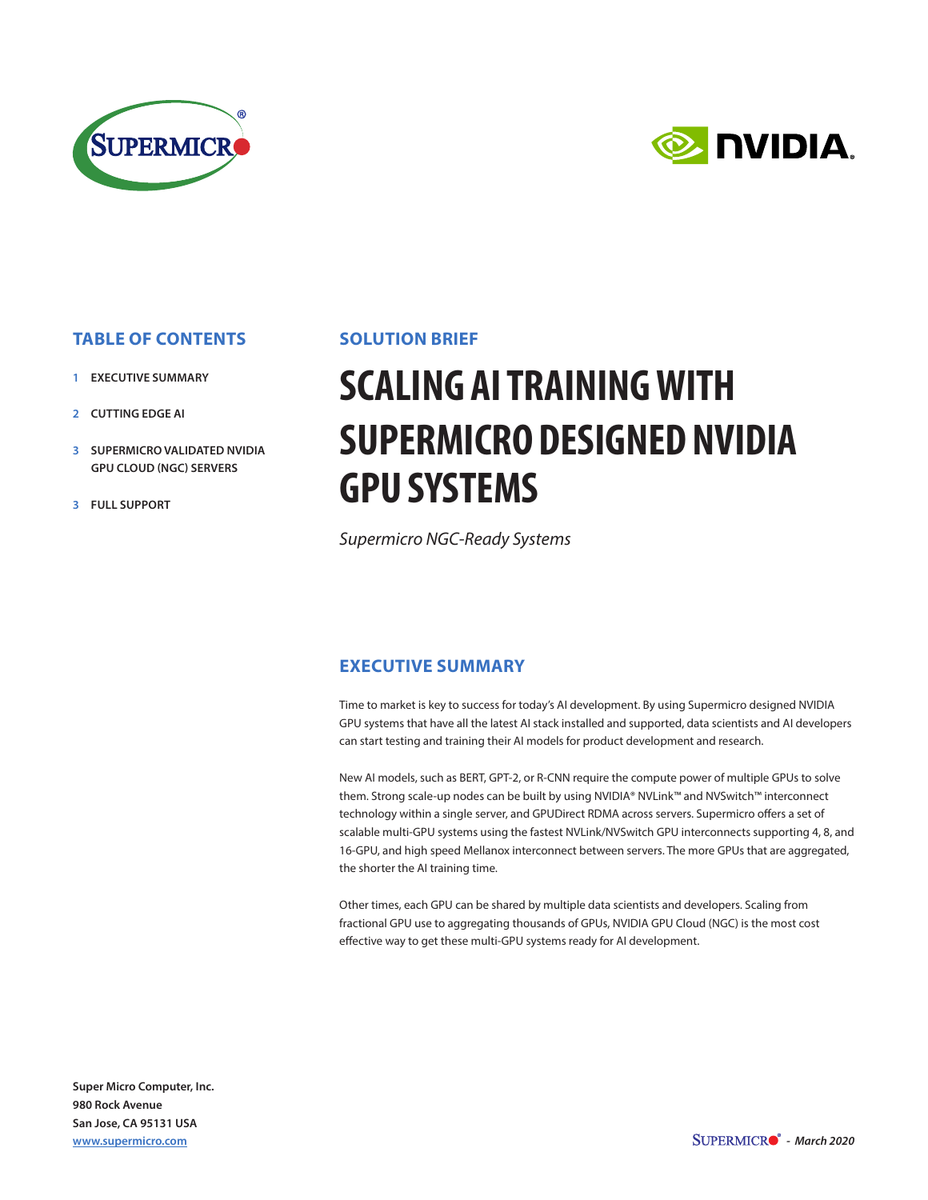## TABLE OF CONTENTS

1 EXECUTIVE SUMMARY

2 CUTTING EDGE AI

3 SUPERMICRO VALIDATED NVIDIA GPU CLOUD (NGC) SERVERS

3 FULL SUPPORT

## SOLUTION BRIEF

# SCALING AI TRAINING WITH SUPERMICRO DESIGNED NVIDIA GPU SYSTEMS

*Supermicro NGC-Ready Systems*

## EXECUTIVE SUMMARY

Time to market is key to success for today's AI development. By using Supermicro designed NVIDIA GPU systems that have all the latest AI stack installed and supported, data scientists and AI developers can start testing and training their AI models for product development and research.

New AI models, such as BERT, GPT-2, or R-CNN require the compute power of multiple GPUs to solve them. Strong scale-up nodes can be built by using NVIDIA® NVLink™ and NVSwitch™ interconnect technology within a single server, and GPUDirect RDMA across servers. Supermicro offers a set of scalable multi-GPU systems using the fastest NVLink/NVSwitch GPU interconnects supporting 4, 8, and 16-GPU, and high speed Mellanox interconnect between servers. The more GPUs that are aggregated, the shorter the AI training time.

Other times, each GPU can be shared by multiple data scientists and developers. Scaling from fractional GPU use to aggregating thousands of GPUs, NVIDIA GPU Cloud (NGC) is the most cost effective way to get these multi-GPU systems ready for AI development.

**Super Micro Computer, Inc.**
**980 Rock Avenue**
**San Jose, CA 95131 USA**
**www.supermicro.com**

SUPERMICRO - *March 2020*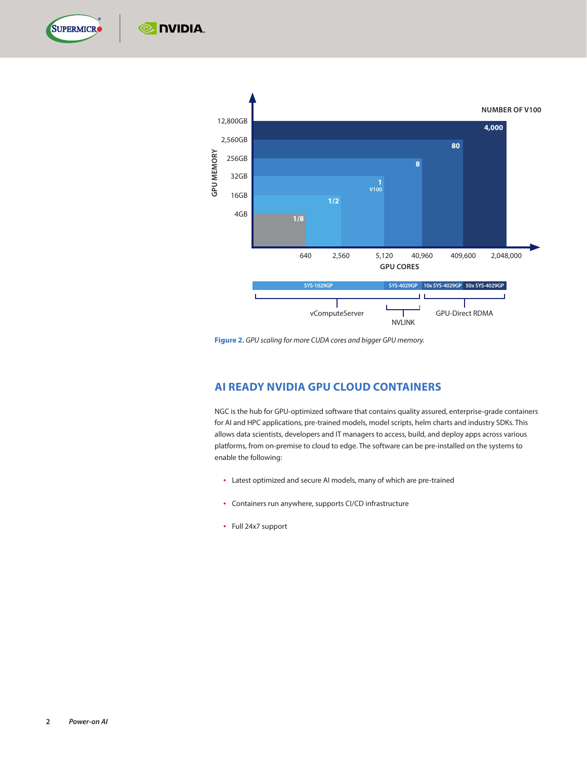NUMBER OF V100

GPU MEMORY: 12,800GB, 2,560GB, 256GB, 32GB, 16GB, 4GB

4,000; 80; 8; 1 V100; 1/2; 1/8

GPU CORES: 640, 2,560, 5,120, 40,960, 409,600, 2,048,000

SYS-1029GP | SYS-4029GP | 10x SYS-4029GP | 50x SYS-4029GP

vComputeServer | NVLINK | GPU-Direct RDMA

**Figure 2.** *GPU scaling for more CUDA cores and bigger GPU memory.*

## AI READY NVIDIA GPU CLOUD CONTAINERS

NGC is the hub for GPU-optimized software that contains quality assured, enterprise-grade containers for AI and HPC applications, pre-trained models, model scripts, helm charts and industry SDKs. This allows data scientists, developers and IT managers to access, build, and deploy apps across various platforms, from on-premise to cloud to edge. The software can be pre-installed on the systems to enable the following:

- Latest optimized and secure AI models, many of which are pre-trained
- Containers run anywhere, supports CI/CD infrastructure
- Full 24x7 support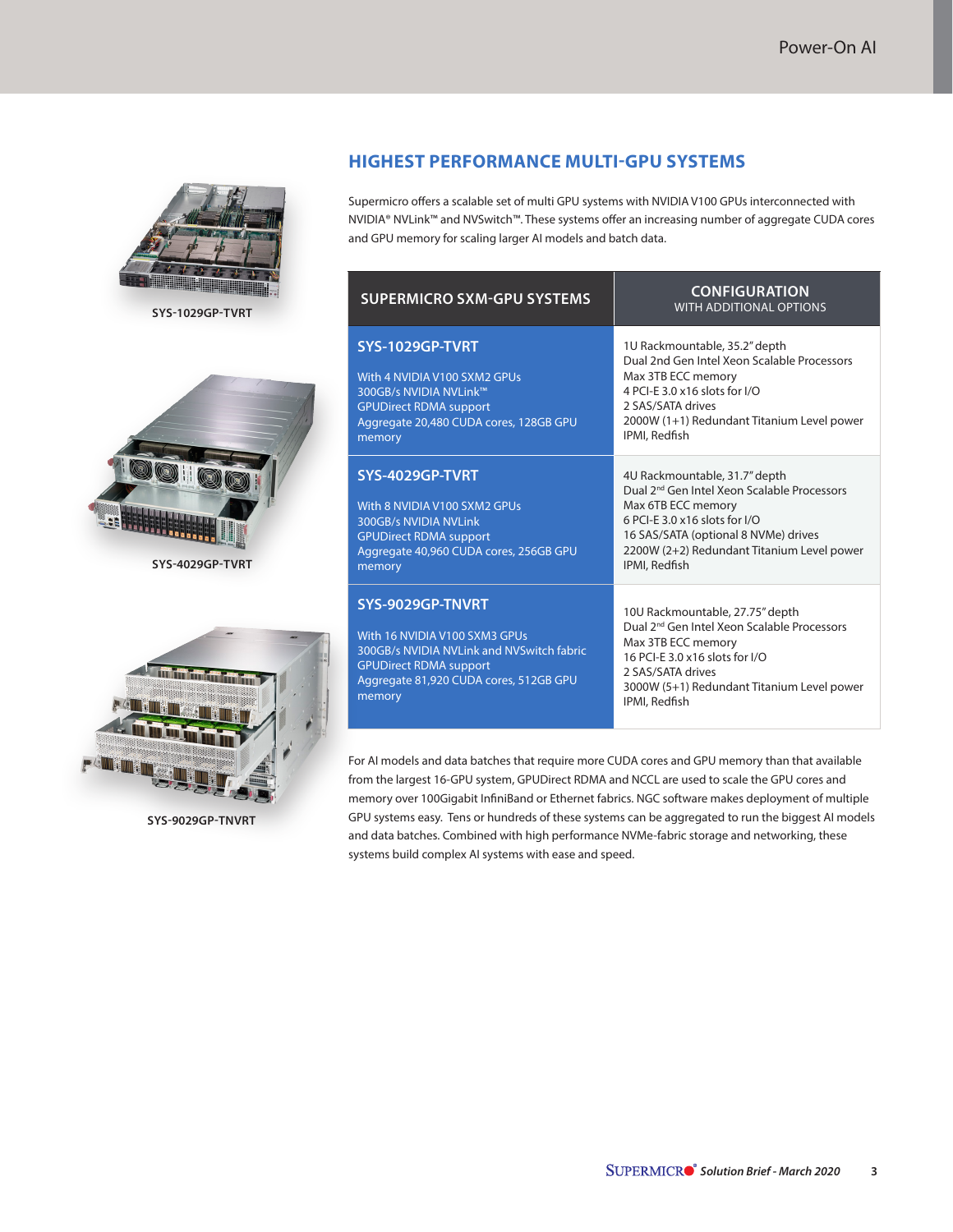## HIGHEST PERFORMANCE MULTI-GPU SYSTEMS

Supermicro offers a scalable set of multi GPU systems with NVIDIA V100 GPUs interconnected with NVIDIA® NVLink™ and NVSwitch™. These systems offer an increasing number of aggregate CUDA cores and GPU memory for scaling larger AI models and batch data.

SYS-1029GP-TVRT

SYS-4029GP-TVRT

SYS-9029GP-TNVRT

| SUPERMICRO SXM-GPU SYSTEMS | CONFIGURATION WITH ADDITIONAL OPTIONS |
|---|---|
| **SYS-1029GP-TVRT**<br>With 4 NVIDIA V100 SXM2 GPUs<br>300GB/s NVIDIA NVLink™<br>GPUDirect RDMA support<br>Aggregate 20,480 CUDA cores, 128GB GPU memory | 1U Rackmountable, 35.2" depth<br>Dual 2nd Gen Intel Xeon Scalable Processors<br>Max 3TB ECC memory<br>4 PCI-E 3.0 x16 slots for I/O<br>2 SAS/SATA drives<br>2000W (1+1) Redundant Titanium Level power<br>IPMI, Redfish |
| **SYS-4029GP-TVRT**<br>With 8 NVIDIA V100 SXM2 GPUs<br>300GB/s NVIDIA NVLink<br>GPUDirect RDMA support<br>Aggregate 40,960 CUDA cores, 256GB GPU memory | 4U Rackmountable, 31.7" depth<br>Dual 2nd Gen Intel Xeon Scalable Processors<br>Max 6TB ECC memory<br>6 PCI-E 3.0 x16 slots for I/O<br>16 SAS/SATA (optional 8 NVMe) drives<br>2200W (2+2) Redundant Titanium Level power<br>IPMI, Redfish |
| **SYS-9029GP-TNVRT**<br>With 16 NVIDIA V100 SXM3 GPUs<br>300GB/s NVIDIA NVLink and NVSwitch fabric<br>GPUDirect RDMA support<br>Aggregate 81,920 CUDA cores, 512GB GPU memory | 10U Rackmountable, 27.75" depth<br>Dual 2nd Gen Intel Xeon Scalable Processors<br>Max 3TB ECC memory<br>16 PCI-E 3.0 x16 slots for I/O<br>2 SAS/SATA drives<br>3000W (5+1) Redundant Titanium Level power<br>IPMI, Redfish |

For AI models and data batches that require more CUDA cores and GPU memory than that available from the largest 16-GPU system, GPUDirect RDMA and NCCL are used to scale the GPU cores and memory over 100Gigabit InfiniBand or Ethernet fabrics. NGC software makes deployment of multiple GPU systems easy. Tens or hundreds of these systems can be aggregated to run the biggest AI models and data batches. Combined with high performance NVMe-fabric storage and networking, these systems build complex AI systems with ease and speed.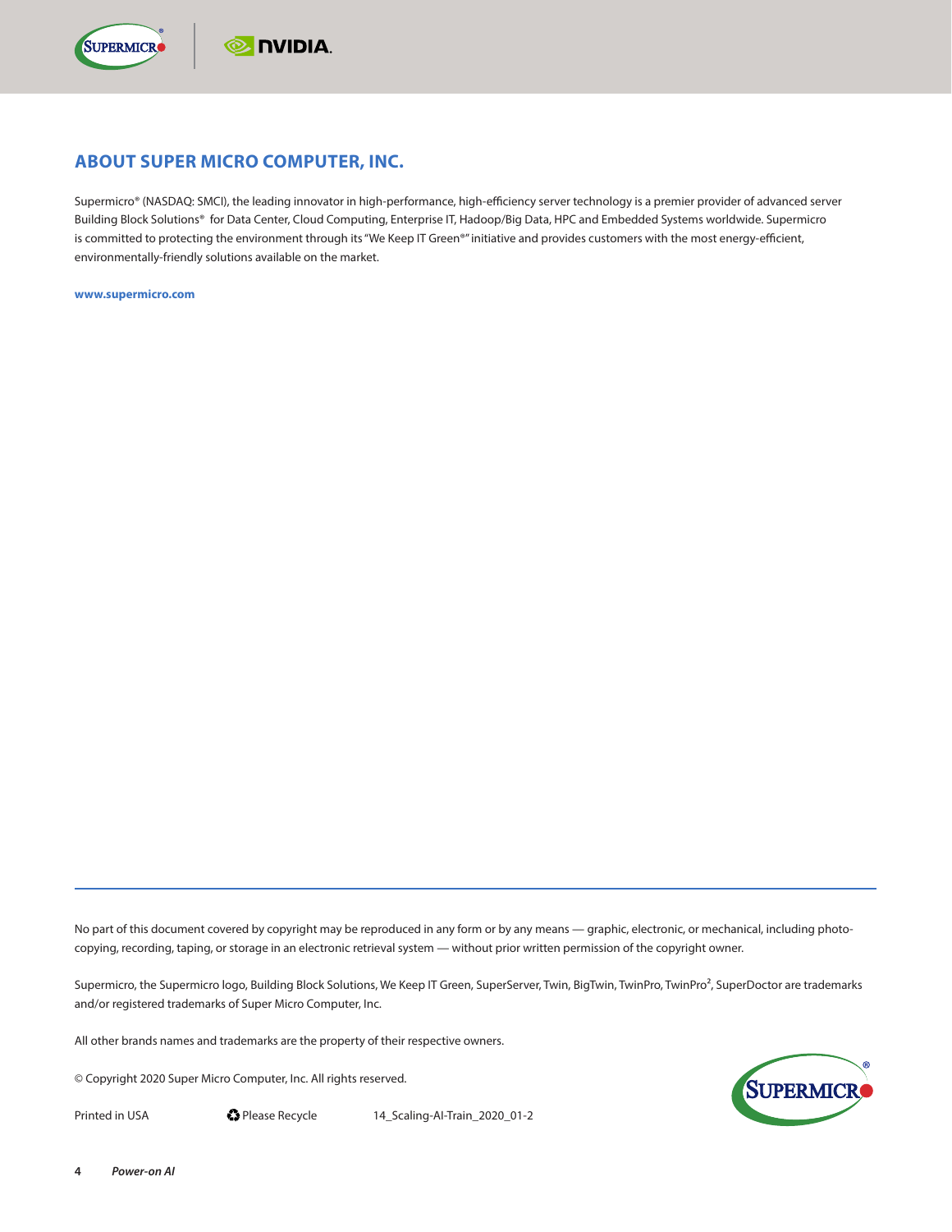## ABOUT SUPER MICRO COMPUTER, INC.

Supermicro® (NASDAQ: SMCI), the leading innovator in high-performance, high-efficiency server technology is a premier provider of advanced server Building Block Solutions® for Data Center, Cloud Computing, Enterprise IT, Hadoop/Big Data, HPC and Embedded Systems worldwide. Supermicro is committed to protecting the environment through its "We Keep IT Green®" initiative and provides customers with the most energy-efficient, environmentally-friendly solutions available on the market.

**www.supermicro.com**

---

No part of this document covered by copyright may be reproduced in any form or by any means — graphic, electronic, or mechanical, including photocopying, recording, taping, or storage in an electronic retrieval system — without prior written permission of the copyright owner.

Supermicro, the Supermicro logo, Building Block Solutions, We Keep IT Green, SuperServer, Twin, BigTwin, TwinPro, TwinPro², SuperDoctor are trademarks and/or registered trademarks of Super Micro Computer, Inc.

All other brands names and trademarks are the property of their respective owners.

© Copyright 2020 Super Micro Computer, Inc. All rights reserved.

Printed in USA    ♻ Please Recycle    14_Scaling-AI-Train_2020_01-2